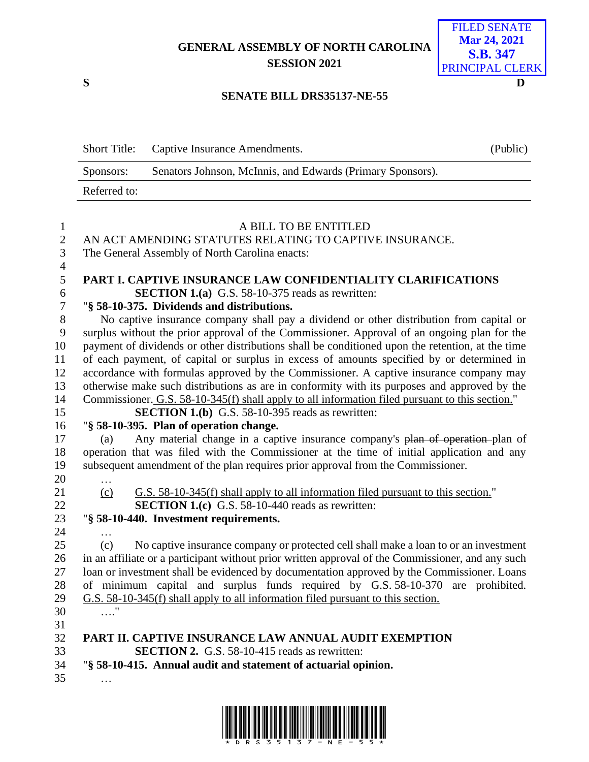GENERAL ASSEMBLY OF NORTH CAROLINA
SESSION 2021

FILED SENATE
Mar 24, 2021
S.B. 347
PRINCIPAL CLERK

S D

SENATE BILL DRS35137-NE-55

| Short Title: | Captive Insurance Amendments. | (Public) |
|---|---|---|
| Sponsors: | Senators Johnson, McInnis, and Edwards (Primary Sponsors). | |
| Referred to: | | |

A BILL TO BE ENTITLED
AN ACT AMENDING STATUTES RELATING TO CAPTIVE INSURANCE.
The General Assembly of North Carolina enacts:

**PART I. CAPTIVE INSURANCE LAW CONFIDENTIALITY CLARIFICATIONS**

**SECTION 1.(a)** G.S. 58-10-375 reads as rewritten:

"**§ 58-10-375. Dividends and distributions.**

No captive insurance company shall pay a dividend or other distribution from capital or surplus without the prior approval of the Commissioner. Approval of an ongoing plan for the payment of dividends or other distributions shall be conditioned upon the retention, at the time of each payment, of capital or surplus in excess of amounts specified by or determined in accordance with formulas approved by the Commissioner. A captive insurance company may otherwise make such distributions as are in conformity with its purposes and approved by the Commissioner. G.S. 58-10-345(f) shall apply to all information filed pursuant to this section."

**SECTION 1.(b)** G.S. 58-10-395 reads as rewritten:

"**§ 58-10-395. Plan of operation change.**

(a) Any material change in a captive insurance company's ~~plan of operation~~ plan of operation that was filed with the Commissioner at the time of initial application and any subsequent amendment of the plan requires prior approval from the Commissioner.

…

(c) G.S. 58-10-345(f) shall apply to all information filed pursuant to this section."

**SECTION 1.(c)** G.S. 58-10-440 reads as rewritten:

"**§ 58-10-440. Investment requirements.**

…

(c) No captive insurance company or protected cell shall make a loan to or an investment in an affiliate or a participant without prior written approval of the Commissioner, and any such loan or investment shall be evidenced by documentation approved by the Commissioner. Loans of minimum capital and surplus funds required by G.S. 58-10-370 are prohibited. G.S. 58-10-345(f) shall apply to all information filed pursuant to this section.

…."

**PART II. CAPTIVE INSURANCE LAW ANNUAL AUDIT EXEMPTION**

**SECTION 2.** G.S. 58-10-415 reads as rewritten:

"**§ 58-10-415. Annual audit and statement of actuarial opinion.**

…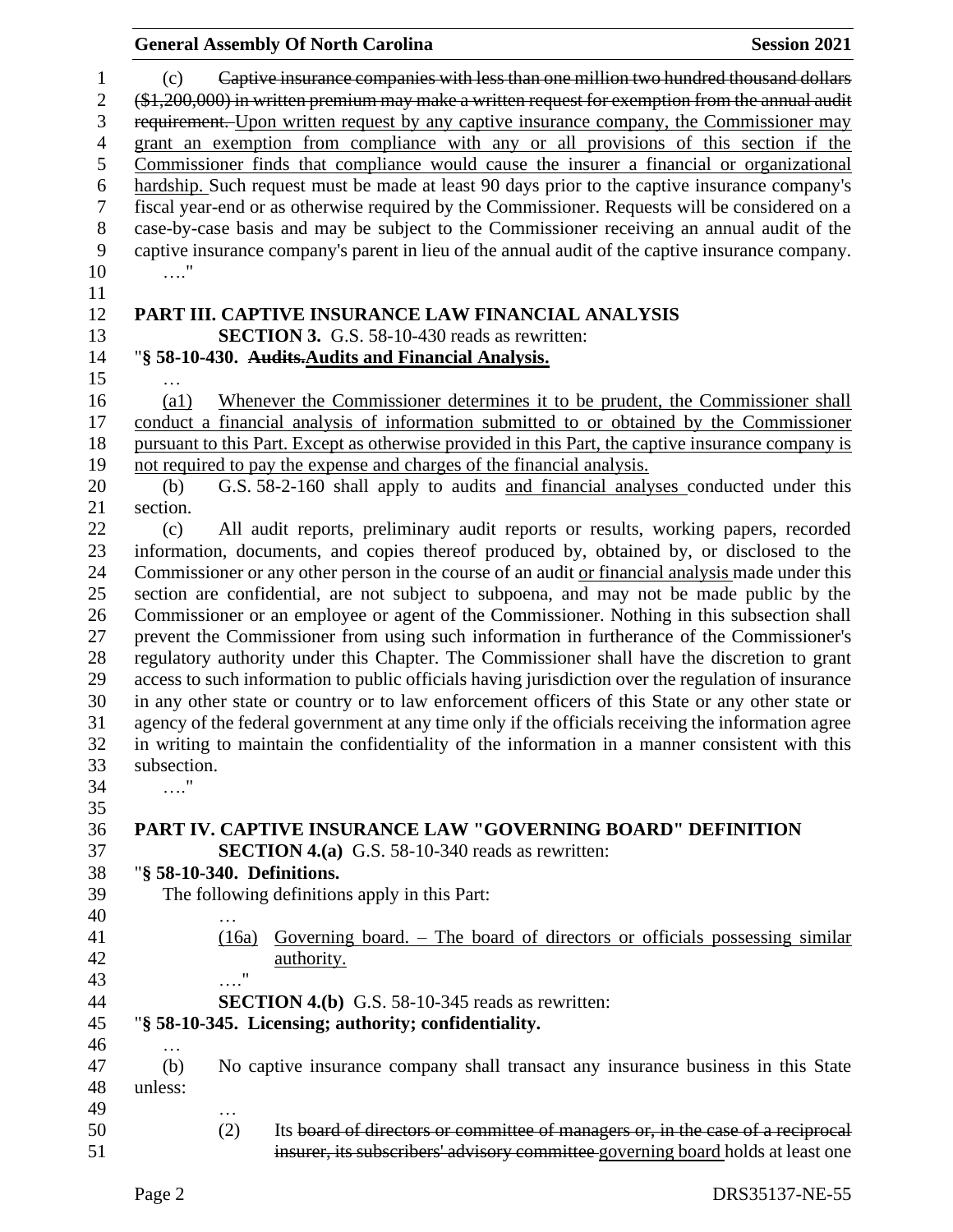(c) ~~Captive insurance companies with less than one million two hundred thousand dollars ($1,200,000) in written premium may make a written request for exemption from the annual audit requirement.~~ Upon written request by any captive insurance company, the Commissioner may grant an exemption from compliance with any or all provisions of this section if the Commissioner finds that compliance would cause the insurer a financial or organizational hardship. Such request must be made at least 90 days prior to the captive insurance company's fiscal year-end or as otherwise required by the Commissioner. Requests will be considered on a case-by-case basis and may be subject to the Commissioner receiving an annual audit of the captive insurance company's parent in lieu of the annual audit of the captive insurance company.

…."

**PART III. CAPTIVE INSURANCE LAW FINANCIAL ANALYSIS**

**SECTION 3.** G.S. 58-10-430 reads as rewritten:

"**§ 58-10-430. ~~Audits.~~Audits and Financial Analysis.**

…

(a1) Whenever the Commissioner determines it to be prudent, the Commissioner shall conduct a financial analysis of information submitted to or obtained by the Commissioner pursuant to this Part. Except as otherwise provided in this Part, the captive insurance company is not required to pay the expense and charges of the financial analysis.

(b) G.S. 58-2-160 shall apply to audits and financial analyses conducted under this section.

(c) All audit reports, preliminary audit reports or results, working papers, recorded information, documents, and copies thereof produced by, obtained by, or disclosed to the Commissioner or any other person in the course of an audit or financial analysis made under this section are confidential, are not subject to subpoena, and may not be made public by the Commissioner or an employee or agent of the Commissioner. Nothing in this subsection shall prevent the Commissioner from using such information in furtherance of the Commissioner's regulatory authority under this Chapter. The Commissioner shall have the discretion to grant access to such information to public officials having jurisdiction over the regulation of insurance in any other state or country or to law enforcement officers of this State or any other state or agency of the federal government at any time only if the officials receiving the information agree in writing to maintain the confidentiality of the information in a manner consistent with this subsection.

…."

**PART IV. CAPTIVE INSURANCE LAW "GOVERNING BOARD" DEFINITION**

**SECTION 4.(a)** G.S. 58-10-340 reads as rewritten:

"**§ 58-10-340. Definitions.**

The following definitions apply in this Part:

…

(16a) Governing board. – The board of directors or officials possessing similar authority.

…."

**SECTION 4.(b)** G.S. 58-10-345 reads as rewritten:

"**§ 58-10-345. Licensing; authority; confidentiality.**

…

(b) No captive insurance company shall transact any insurance business in this State unless:

…

(2) Its ~~board of directors or committee of managers or, in the case of a reciprocal insurer, its subscribers' advisory committee~~ governing board holds at least one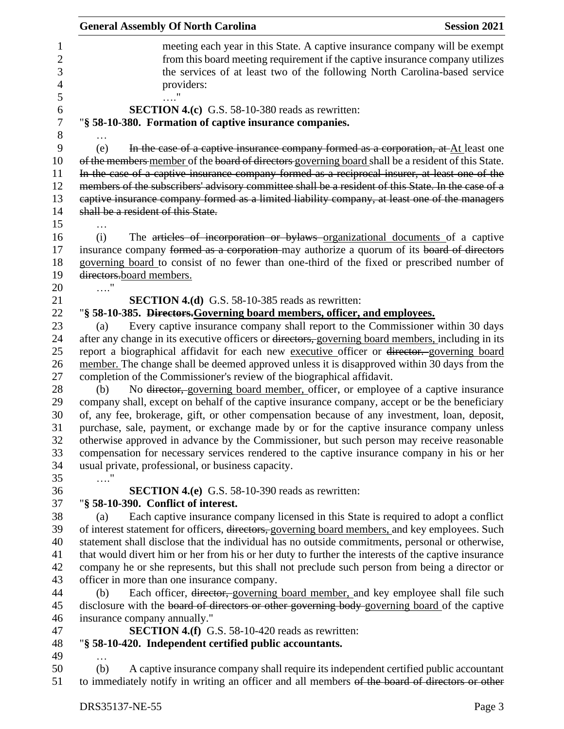meeting each year in this State. A captive insurance company will be exempt from this board meeting requirement if the captive insurance company utilizes the services of at least two of the following North Carolina-based service providers:

…."

**SECTION 4.(c)** G.S. 58-10-380 reads as rewritten:

"**§ 58-10-380. Formation of captive insurance companies.**

…

(e) ~~In the case of a captive insurance company formed as a corporation, at~~ At least one ~~of the members~~ member of the ~~board of directors~~ governing board shall be a resident of this State. ~~In the case of a captive insurance company formed as a reciprocal insurer, at least one of the members of the subscribers' advisory committee shall be a resident of this State. In the case of a captive insurance company formed as a limited liability company, at least one of the managers shall be a resident of this State.~~

…

(i) The ~~articles of incorporation or bylaws~~ organizational documents of a captive insurance company ~~formed as a corporation~~ may authorize a quorum of its ~~board of directors~~ governing board to consist of no fewer than one-third of the fixed or prescribed number of ~~directors.~~board members.

…."

**SECTION 4.(d)** G.S. 58-10-385 reads as rewritten:

"**§ 58-10-385. ~~Directors.~~Governing board members, officer, and employees.**

(a) Every captive insurance company shall report to the Commissioner within 30 days after any change in its executive officers or ~~directors,~~ governing board members, including in its report a biographical affidavit for each new executive officer or ~~director.~~ governing board member. The change shall be deemed approved unless it is disapproved within 30 days from the completion of the Commissioner's review of the biographical affidavit.

(b) No ~~director,~~ governing board member, officer, or employee of a captive insurance company shall, except on behalf of the captive insurance company, accept or be the beneficiary of, any fee, brokerage, gift, or other compensation because of any investment, loan, deposit, purchase, sale, payment, or exchange made by or for the captive insurance company unless otherwise approved in advance by the Commissioner, but such person may receive reasonable compensation for necessary services rendered to the captive insurance company in his or her usual private, professional, or business capacity.

…."

**SECTION 4.(e)** G.S. 58-10-390 reads as rewritten:

"**§ 58-10-390. Conflict of interest.**

(a) Each captive insurance company licensed in this State is required to adopt a conflict of interest statement for officers, ~~directors,~~ governing board members, and key employees. Such statement shall disclose that the individual has no outside commitments, personal or otherwise, that would divert him or her from his or her duty to further the interests of the captive insurance company he or she represents, but this shall not preclude such person from being a director or officer in more than one insurance company.

(b) Each officer, ~~director,~~ governing board member, and key employee shall file such disclosure with the ~~board of directors or other governing body~~ governing board of the captive insurance company annually."

**SECTION 4.(f)** G.S. 58-10-420 reads as rewritten:

"**§ 58-10-420. Independent certified public accountants.**

…

(b) A captive insurance company shall require its independent certified public accountant to immediately notify in writing an officer and all members ~~of the board of directors or other~~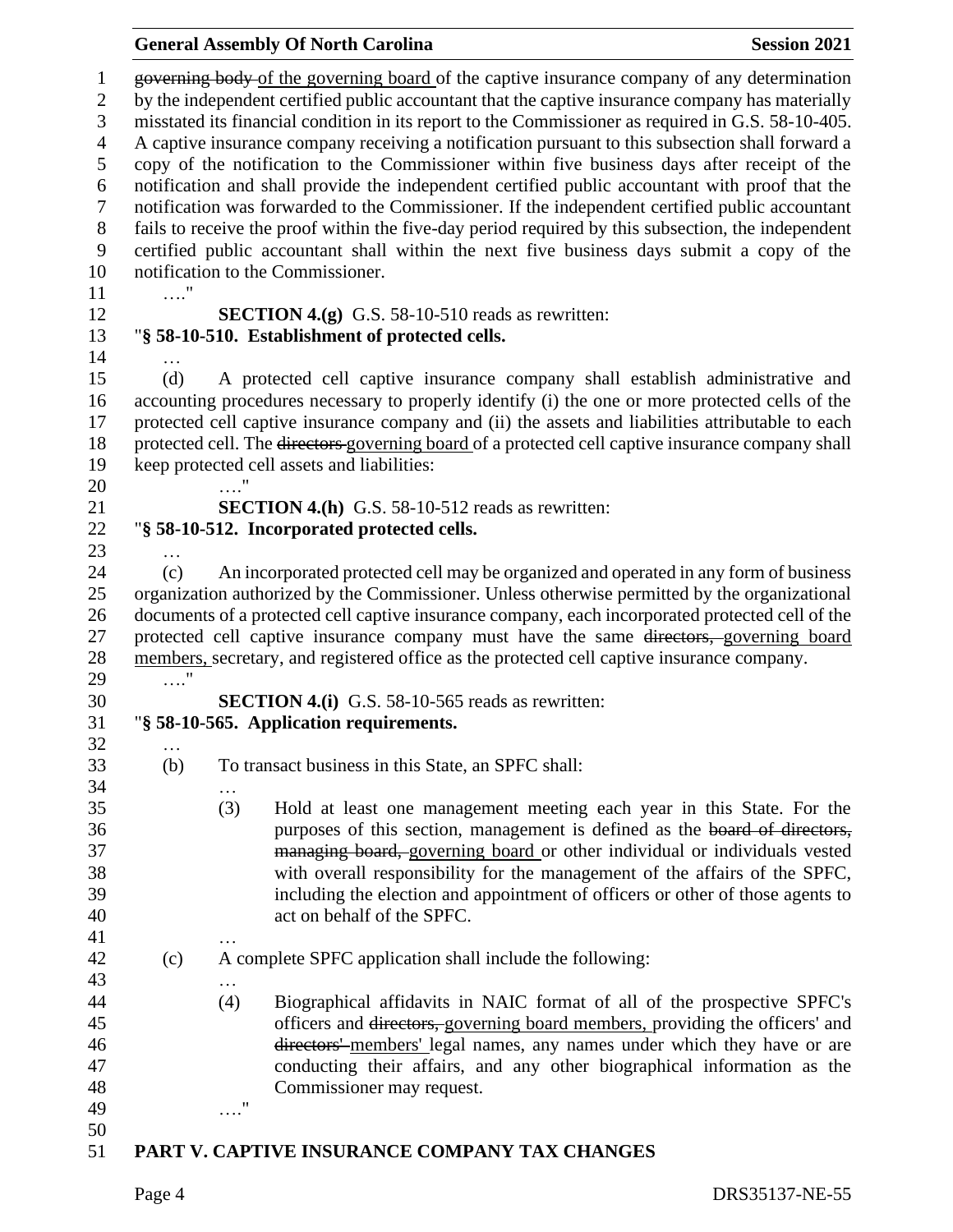~~governing body~~ of the governing board of the captive insurance company of any determination by the independent certified public accountant that the captive insurance company has materially misstated its financial condition in its report to the Commissioner as required in G.S. 58-10-405. A captive insurance company receiving a notification pursuant to this subsection shall forward a copy of the notification to the Commissioner within five business days after receipt of the notification and shall provide the independent certified public accountant with proof that the notification was forwarded to the Commissioner. If the independent certified public accountant fails to receive the proof within the five-day period required by this subsection, the independent certified public accountant shall within the next five business days submit a copy of the notification to the Commissioner.

…."

**SECTION 4.(g)** G.S. 58-10-510 reads as rewritten:

"**§ 58-10-510. Establishment of protected cells.**

…

(d) A protected cell captive insurance company shall establish administrative and accounting procedures necessary to properly identify (i) the one or more protected cells of the protected cell captive insurance company and (ii) the assets and liabilities attributable to each protected cell. The ~~directors~~ governing board of a protected cell captive insurance company shall keep protected cell assets and liabilities:

…."

**SECTION 4.(h)** G.S. 58-10-512 reads as rewritten:

"**§ 58-10-512. Incorporated protected cells.**

…

(c) An incorporated protected cell may be organized and operated in any form of business organization authorized by the Commissioner. Unless otherwise permitted by the organizational documents of a protected cell captive insurance company, each incorporated protected cell of the protected cell captive insurance company must have the same ~~directors,~~ governing board members, secretary, and registered office as the protected cell captive insurance company.

…."

**SECTION 4.(i)** G.S. 58-10-565 reads as rewritten:

"**§ 58-10-565. Application requirements.**

…

(b) To transact business in this State, an SPFC shall:

…

(3) Hold at least one management meeting each year in this State. For the purposes of this section, management is defined as the ~~board of directors, managing board,~~ governing board or other individual or individuals vested with overall responsibility for the management of the affairs of the SPFC, including the election and appointment of officers or other of those agents to act on behalf of the SPFC.

…

(c) A complete SPFC application shall include the following:

…

(4) Biographical affidavits in NAIC format of all of the prospective SPFC's officers and ~~directors,~~ governing board members, providing the officers' and ~~directors'~~ members' legal names, any names under which they have or are conducting their affairs, and any other biographical information as the Commissioner may request.

…."

**PART V. CAPTIVE INSURANCE COMPANY TAX CHANGES**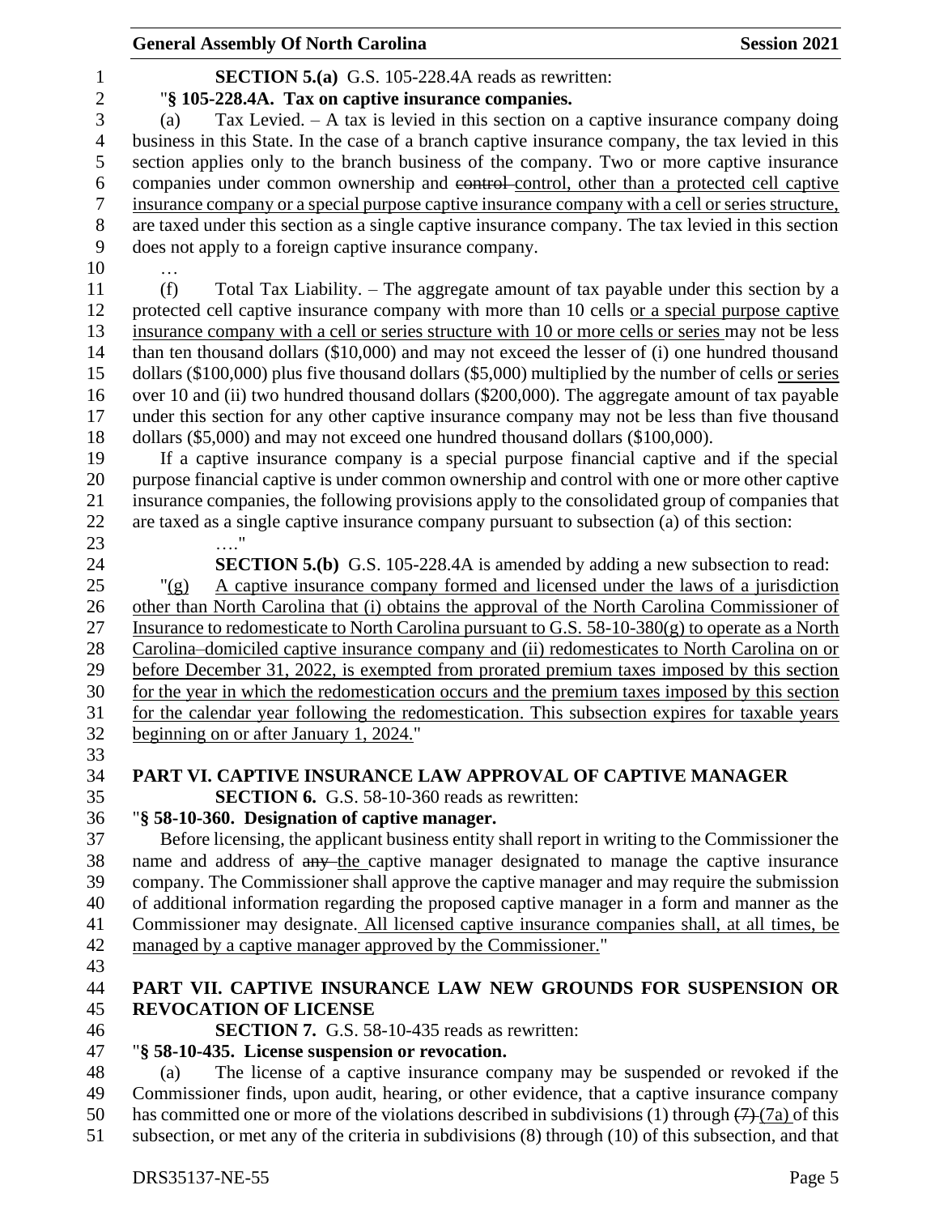**SECTION 5.(a)** G.S. 105-228.4A reads as rewritten:

"**§ 105-228.4A. Tax on captive insurance companies.**

(a) Tax Levied. – A tax is levied in this section on a captive insurance company doing business in this State. In the case of a branch captive insurance company, the tax levied in this section applies only to the branch business of the company. Two or more captive insurance companies under common ownership and ~~control~~ control, other than a protected cell captive insurance company or a special purpose captive insurance company with a cell or series structure, are taxed under this section as a single captive insurance company. The tax levied in this section does not apply to a foreign captive insurance company.

…

(f) Total Tax Liability. – The aggregate amount of tax payable under this section by a protected cell captive insurance company with more than 10 cells or a special purpose captive insurance company with a cell or series structure with 10 or more cells or series may not be less than ten thousand dollars ($10,000) and may not exceed the lesser of (i) one hundred thousand dollars ($100,000) plus five thousand dollars ($5,000) multiplied by the number of cells or series over 10 and (ii) two hundred thousand dollars ($200,000). The aggregate amount of tax payable under this section for any other captive insurance company may not be less than five thousand dollars ($5,000) and may not exceed one hundred thousand dollars ($100,000).

If a captive insurance company is a special purpose financial captive and if the special purpose financial captive is under common ownership and control with one or more other captive insurance companies, the following provisions apply to the consolidated group of companies that are taxed as a single captive insurance company pursuant to subsection (a) of this section:

…."

**SECTION 5.(b)** G.S. 105-228.4A is amended by adding a new subsection to read:

"(g) A captive insurance company formed and licensed under the laws of a jurisdiction other than North Carolina that (i) obtains the approval of the North Carolina Commissioner of Insurance to redomesticate to North Carolina pursuant to G.S. 58-10-380(g) to operate as a North Carolina–domiciled captive insurance company and (ii) redomesticates to North Carolina on or before December 31, 2022, is exempted from prorated premium taxes imposed by this section for the year in which the redomestication occurs and the premium taxes imposed by this section for the calendar year following the redomestication. This subsection expires for taxable years beginning on or after January 1, 2024."

## PART VI. CAPTIVE INSURANCE LAW APPROVAL OF CAPTIVE MANAGER

**SECTION 6.** G.S. 58-10-360 reads as rewritten:

"**§ 58-10-360. Designation of captive manager.**

Before licensing, the applicant business entity shall report in writing to the Commissioner the name and address of ~~any~~ the captive manager designated to manage the captive insurance company. The Commissioner shall approve the captive manager and may require the submission of additional information regarding the proposed captive manager in a form and manner as the Commissioner may designate. All licensed captive insurance companies shall, at all times, be managed by a captive manager approved by the Commissioner."

## PART VII. CAPTIVE INSURANCE LAW NEW GROUNDS FOR SUSPENSION OR REVOCATION OF LICENSE

**SECTION 7.** G.S. 58-10-435 reads as rewritten:

"**§ 58-10-435. License suspension or revocation.**

(a) The license of a captive insurance company may be suspended or revoked if the Commissioner finds, upon audit, hearing, or other evidence, that a captive insurance company has committed one or more of the violations described in subdivisions (1) through ~~(7)~~ (7a) of this subsection, or met any of the criteria in subdivisions (8) through (10) of this subsection, and that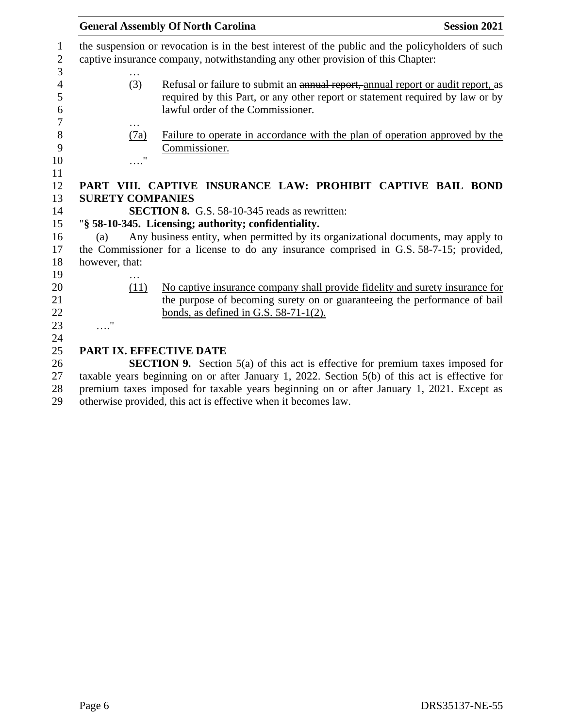the suspension or revocation is in the best interest of the public and the policyholders of such captive insurance company, notwithstanding any other provision of this Chapter:

…

(3) Refusal or failure to submit an ~~annual report,~~ annual report or audit report, as required by this Part, or any other report or statement required by law or by lawful order of the Commissioner.

…

(7a) Failure to operate in accordance with the plan of operation approved by the Commissioner.

…."

**PART VIII. CAPTIVE INSURANCE LAW: PROHIBIT CAPTIVE BAIL BOND SURETY COMPANIES**

**SECTION 8.** G.S. 58-10-345 reads as rewritten:

"**§ 58-10-345. Licensing; authority; confidentiality.**

(a) Any business entity, when permitted by its organizational documents, may apply to the Commissioner for a license to do any insurance comprised in G.S. 58-7-15; provided, however, that:

…

(11) No captive insurance company shall provide fidelity and surety insurance for the purpose of becoming surety on or guaranteeing the performance of bail bonds, as defined in G.S. 58-71-1(2).

…."

**PART IX. EFFECTIVE DATE**

**SECTION 9.** Section 5(a) of this act is effective for premium taxes imposed for taxable years beginning on or after January 1, 2022. Section 5(b) of this act is effective for premium taxes imposed for taxable years beginning on or after January 1, 2021. Except as otherwise provided, this act is effective when it becomes law.